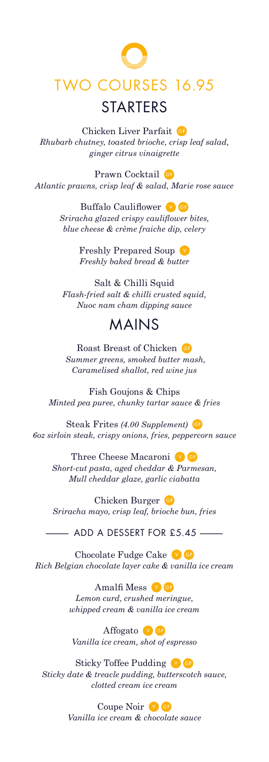# TWO COURSES 16.95

## STARTERS

Chicken Liver Parfait GF
*Rhubarb chutney, toasted brioche, crisp leaf salad, ginger citrus vinaigrette*

Prawn Cocktail GF
*Atlantic prawns, crisp leaf & salad, Marie rose sauce*

Buffalo Cauliflower V GF
*Sriracha glazed crispy cauliflower bites, blue cheese & crème fraiche dip, celery*

Freshly Prepared Soup V
*Freshly baked bread & butter*

Salt & Chilli Squid
*Flash-fried salt & chilli crusted squid, Nuoc nam cham dipping sauce*

## MAINS

Roast Breast of Chicken GF
*Summer greens, smoked butter mash, Caramelised shallot, red wine jus*

Fish Goujons & Chips
*Minted pea puree, chunky tartar sauce & fries*

Steak Frites *(4.00 Supplement)* GF
*6oz sirloin steak, crispy onions, fries, peppercorn sauce*

Three Cheese Macaroni V GF
*Short-cut pasta, aged cheddar & Parmesan, Mull cheddar glaze, garlic ciabatta*

Chicken Burger GF
*Sriracha mayo, crisp leaf, brioche bun, fries*

### ADD A DESSERT FOR £5.45

Chocolate Fudge Cake V GF
*Rich Belgian chocolate layer cake & vanilla ice cream*

Amalfi Mess V GF
*Lemon curd, crushed meringue, whipped cream & vanilla ice cream*

Affogato V GF
*Vanilla ice cream, shot of espresso*

Sticky Toffee Pudding V GF
*Sticky date & treacle pudding, butterscotch sauce, clotted cream ice cream*

Coupe Noir V GF
*Vanilla ice cream & chocolate sauce*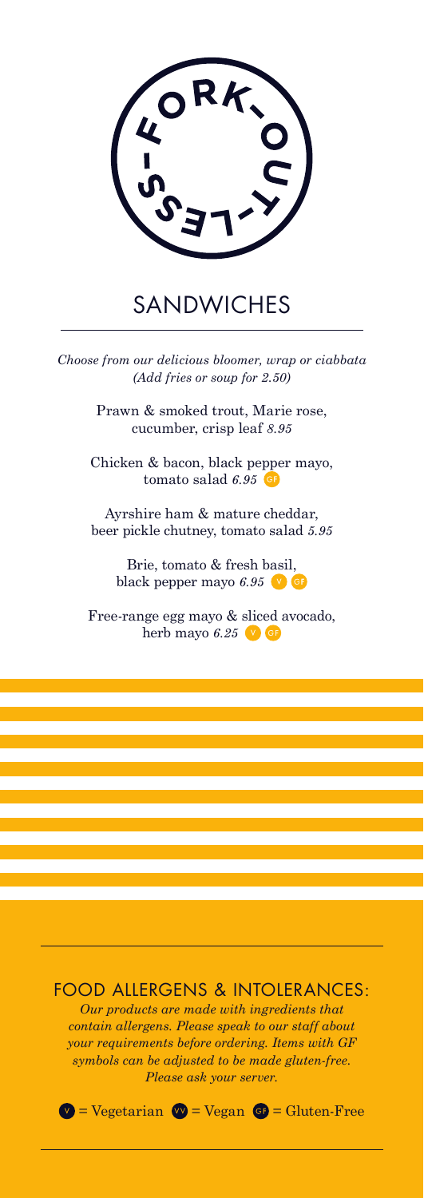FORK-OUT-LESS

# SANDWICHES

*Choose from our delicious bloomer, wrap or ciabbata*
*(Add fries or soup for 2.50)*

Prawn & smoked trout, Marie rose, cucumber, crisp leaf *8.95*

Chicken & bacon, black pepper mayo, tomato salad *6.95* GF

Ayrshire ham & mature cheddar, beer pickle chutney, tomato salad *5.95*

Brie, tomato & fresh basil, black pepper mayo *6.95* V GF

Free-range egg mayo & sliced avocado, herb mayo *6.25* V GF

## FOOD ALLERGENS & INTOLERANCES:

*Our products are made with ingredients that contain allergens. Please speak to our staff about your requirements before ordering. Items with GF symbols can be adjusted to be made gluten-free. Please ask your server.*

V = Vegetarian VV = Vegan GF = Gluten-Free